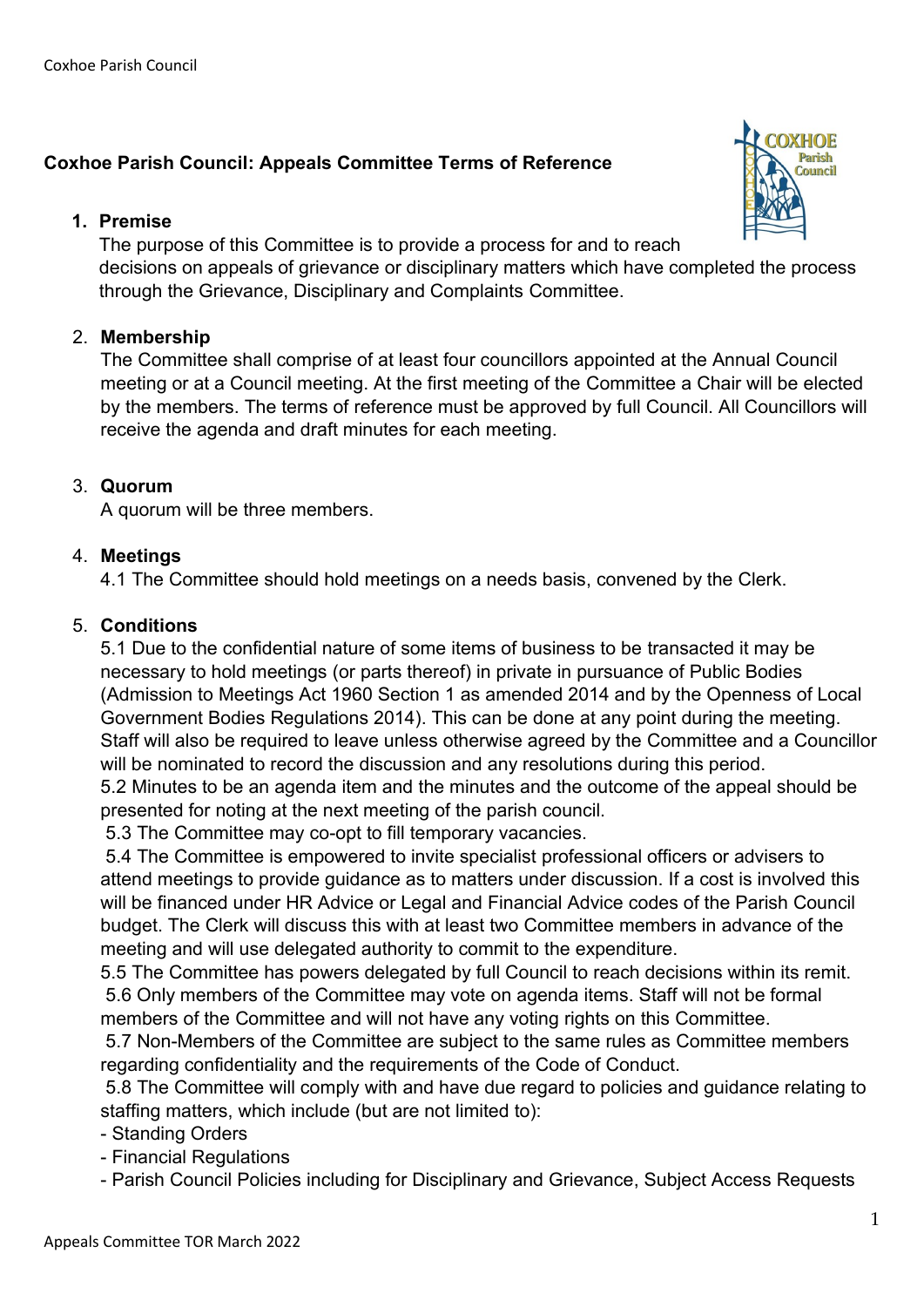**Coxhoe Parish Council: Appeals Committee Terms of Reference**

1. **Premise**
   The purpose of this Committee is to provide a process for and to reach decisions on appeals of grievance or disciplinary matters which have completed the process through the Grievance, Disciplinary and Complaints Committee.

2. **Membership**
   The Committee shall comprise of at least four councillors appointed at the Annual Council meeting or at a Council meeting. At the first meeting of the Committee a Chair will be elected by the members. The terms of reference must be approved by full Council. All Councillors will receive the agenda and draft minutes for each meeting.

3. **Quorum**
   A quorum will be three members.

4. **Meetings**
   4.1 The Committee should hold meetings on a needs basis, convened by the Clerk.

5. **Conditions**
   5.1 Due to the confidential nature of some items of business to be transacted it may be necessary to hold meetings (or parts thereof) in private in pursuance of Public Bodies (Admission to Meetings Act 1960 Section 1 as amended 2014 and by the Openness of Local Government Bodies Regulations 2014). This can be done at any point during the meeting. Staff will also be required to leave unless otherwise agreed by the Committee and a Councillor will be nominated to record the discussion and any resolutions during this period.
   5.2 Minutes to be an agenda item and the minutes and the outcome of the appeal should be presented for noting at the next meeting of the parish council.
   5.3 The Committee may co-opt to fill temporary vacancies.
   5.4 The Committee is empowered to invite specialist professional officers or advisers to attend meetings to provide guidance as to matters under discussion. If a cost is involved this will be financed under HR Advice or Legal and Financial Advice codes of the Parish Council budget. The Clerk will discuss this with at least two Committee members in advance of the meeting and will use delegated authority to commit to the expenditure.
   5.5 The Committee has powers delegated by full Council to reach decisions within its remit.
   5.6 Only members of the Committee may vote on agenda items. Staff will not be formal members of the Committee and will not have any voting rights on this Committee.
   5.7 Non-Members of the Committee are subject to the same rules as Committee members regarding confidentiality and the requirements of the Code of Conduct.
   5.8 The Committee will comply with and have due regard to policies and guidance relating to staffing matters, which include (but are not limited to):
   - Standing Orders
   - Financial Regulations
   - Parish Council Policies including for Disciplinary and Grievance, Subject Access Requests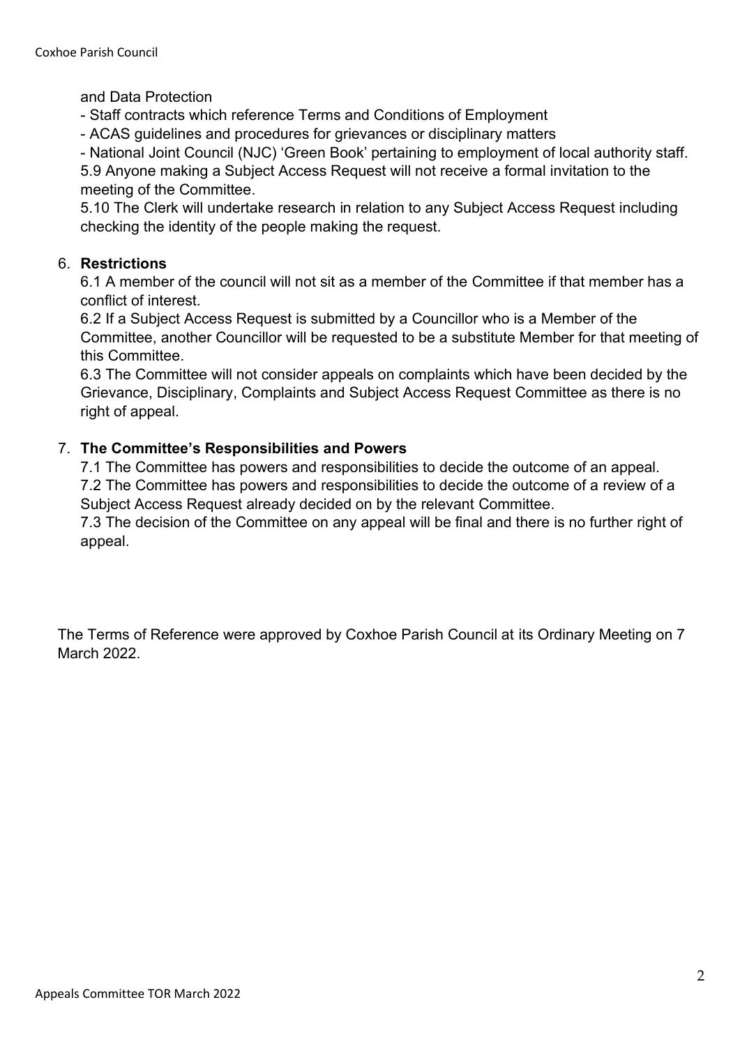and Data Protection

- Staff contracts which reference Terms and Conditions of Employment
- ACAS guidelines and procedures for grievances or disciplinary matters
- National Joint Council (NJC) 'Green Book' pertaining to employment of local authority staff.

5.9 Anyone making a Subject Access Request will not receive a formal invitation to the meeting of the Committee.

5.10 The Clerk will undertake research in relation to any Subject Access Request including checking the identity of the people making the request.

6. **Restrictions**

6.1 A member of the council will not sit as a member of the Committee if that member has a conflict of interest.

6.2 If a Subject Access Request is submitted by a Councillor who is a Member of the Committee, another Councillor will be requested to be a substitute Member for that meeting of this Committee.

6.3 The Committee will not consider appeals on complaints which have been decided by the Grievance, Disciplinary, Complaints and Subject Access Request Committee as there is no right of appeal.

7. **The Committee's Responsibilities and Powers**

7.1 The Committee has powers and responsibilities to decide the outcome of an appeal.

7.2 The Committee has powers and responsibilities to decide the outcome of a review of a Subject Access Request already decided on by the relevant Committee.

7.3 The decision of the Committee on any appeal will be final and there is no further right of appeal.

The Terms of Reference were approved by Coxhoe Parish Council at its Ordinary Meeting on 7 March 2022.